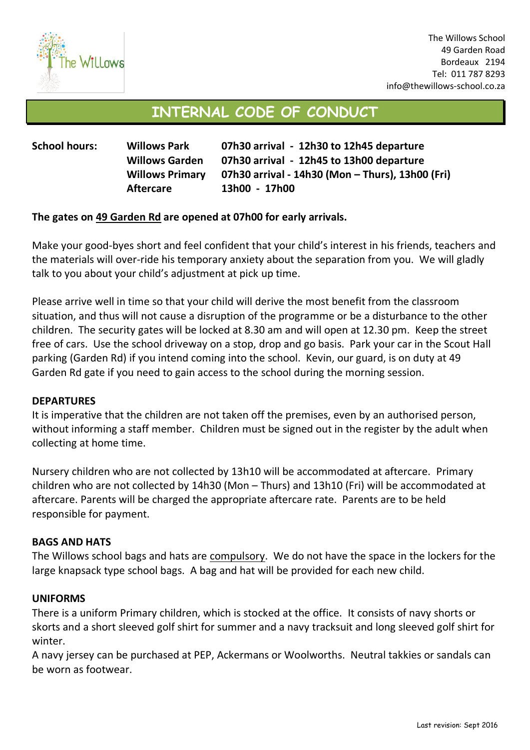The Willows School
49 Garden Road
Bordeaux 2194
Tel: 011 787 8293
info@thewillows-school.co.za

# INTERNAL CODE OF CONDUCT

| **School hours:** | **Willows Park** | **07h30 arrival - 12h30 to 12h45 departure** |
|---|---|---|
| | **Willows Garden** | **07h30 arrival - 12h45 to 13h00 departure** |
| | **Willows Primary** | **07h30 arrival - 14h30 (Mon – Thurs), 13h00 (Fri)** |
| | **Aftercare** | **13h00 - 17h00** |

**The gates on 49 Garden Rd are opened at 07h00 for early arrivals.**

Make your good-byes short and feel confident that your child's interest in his friends, teachers and the materials will over-ride his temporary anxiety about the separation from you. We will gladly talk to you about your child's adjustment at pick up time.

Please arrive well in time so that your child will derive the most benefit from the classroom situation, and thus will not cause a disruption of the programme or be a disturbance to the other children. The security gates will be locked at 8.30 am and will open at 12.30 pm. Keep the street free of cars. Use the school driveway on a stop, drop and go basis. Park your car in the Scout Hall parking (Garden Rd) if you intend coming into the school. Kevin, our guard, is on duty at 49 Garden Rd gate if you need to gain access to the school during the morning session.

**DEPARTURES**

It is imperative that the children are not taken off the premises, even by an authorised person, without informing a staff member. Children must be signed out in the register by the adult when collecting at home time.

Nursery children who are not collected by 13h10 will be accommodated at aftercare. Primary children who are not collected by 14h30 (Mon – Thurs) and 13h10 (Fri) will be accommodated at aftercare. Parents will be charged the appropriate aftercare rate. Parents are to be held responsible for payment.

**BAGS AND HATS**

The Willows school bags and hats are compulsory. We do not have the space in the lockers for the large knapsack type school bags. A bag and hat will be provided for each new child.

**UNIFORMS**

There is a uniform Primary children, which is stocked at the office. It consists of navy shorts or skorts and a short sleeved golf shirt for summer and a navy tracksuit and long sleeved golf shirt for winter.

A navy jersey can be purchased at PEP, Ackermans or Woolworths. Neutral takkies or sandals can be worn as footwear.

Last revision: Sept 2016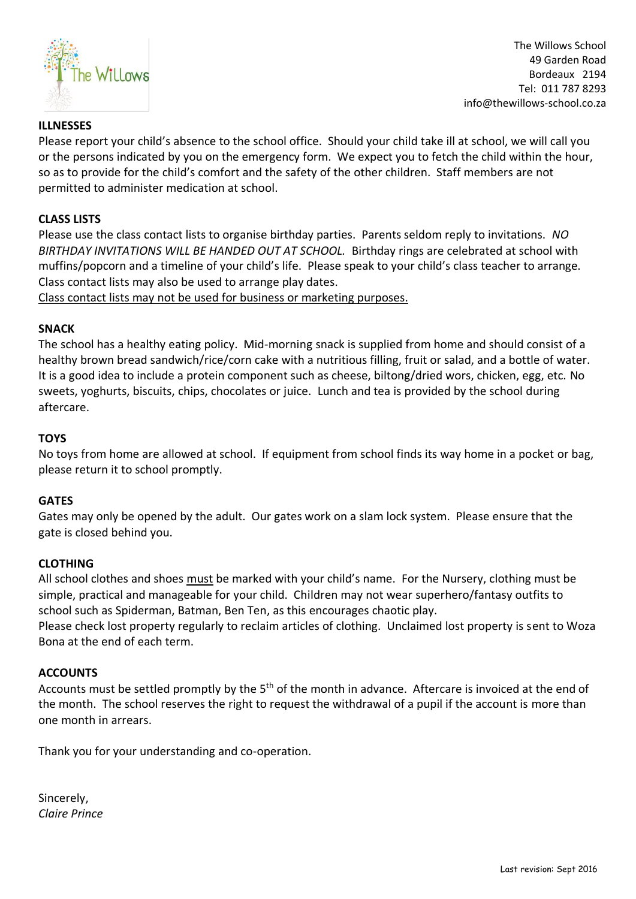The Willows School
49 Garden Road
Bordeaux 2194
Tel: 011 787 8293
info@thewillows-school.co.za

**ILLNESSES**

Please report your child's absence to the school office. Should your child take ill at school, we will call you or the persons indicated by you on the emergency form. We expect you to fetch the child within the hour, so as to provide for the child's comfort and the safety of the other children. Staff members are not permitted to administer medication at school.

**CLASS LISTS**

Please use the class contact lists to organise birthday parties. Parents seldom reply to invitations. *NO BIRTHDAY INVITATIONS WILL BE HANDED OUT AT SCHOOL.* Birthday rings are celebrated at school with muffins/popcorn and a timeline of your child's life. Please speak to your child's class teacher to arrange. Class contact lists may also be used to arrange play dates.
<u>Class contact lists may not be used for business or marketing purposes.</u>

**SNACK**

The school has a healthy eating policy. Mid-morning snack is supplied from home and should consist of a healthy brown bread sandwich/rice/corn cake with a nutritious filling, fruit or salad, and a bottle of water. It is a good idea to include a protein component such as cheese, biltong/dried wors, chicken, egg, etc. No sweets, yoghurts, biscuits, chips, chocolates or juice. Lunch and tea is provided by the school during aftercare.

**TOYS**

No toys from home are allowed at school. If equipment from school finds its way home in a pocket or bag, please return it to school promptly.

**GATES**

Gates may only be opened by the adult. Our gates work on a slam lock system. Please ensure that the gate is closed behind you.

**CLOTHING**

All school clothes and shoes <u>must</u> be marked with your child's name. For the Nursery, clothing must be simple, practical and manageable for your child. Children may not wear superhero/fantasy outfits to school such as Spiderman, Batman, Ben Ten, as this encourages chaotic play.
Please check lost property regularly to reclaim articles of clothing. Unclaimed lost property is sent to Woza Bona at the end of each term.

**ACCOUNTS**

Accounts must be settled promptly by the 5th of the month in advance. Aftercare is invoiced at the end of the month. The school reserves the right to request the withdrawal of a pupil if the account is more than one month in arrears.

Thank you for your understanding and co-operation.

Sincerely,
*Claire Prince*

Last revision: Sept 2016